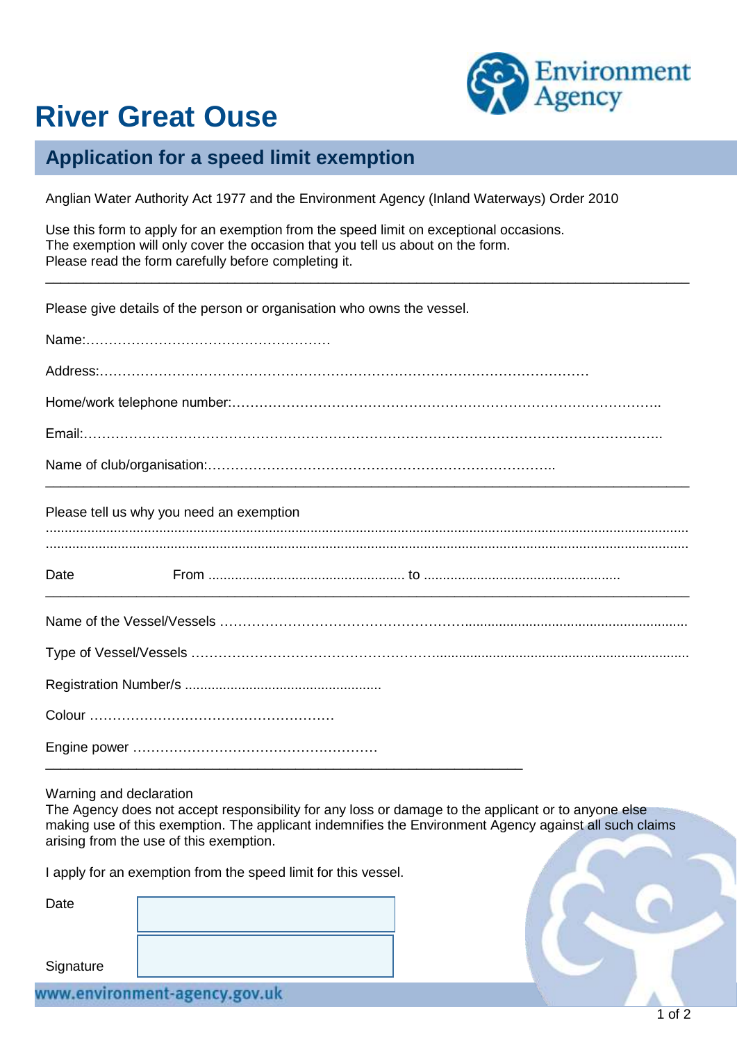# River Great Ouse

## Application for a speed limit exemption

Anglian Water Authority Act 1977 and the Environment Agency (Inland Waterways) Order 2010

Use this form to apply for an exemption from the speed limit on exceptional occasions.
The exemption will only cover the occasion that you tell us about on the form.
Please read the form carefully before completing it.

---

Please give details of the person or organisation who owns the vessel.

Name:………………………………………………

Address:………………………………………………………………………………………

Home/work telephone number:…………………………………………………………………………………..

Email:……………………………………………………………………………………………………………….

Name of club/organisation:…………………………………………………………………..

---

Please tell us why you need an exemption

..........................................................................................................................................................................

..........................................................................................................................................................................

Date From .................................................... to ....................................................

---

Name of the Vessel/Vessels ……………………………………………..........................................................

Type of Vessel/Vessels ………………………………………………...............................................................

Registration Number/s ....................................................

Colour ………………………………………………

Engine power ………………………………………………

---

Warning and declaration
The Agency does not accept responsibility for any loss or damage to the applicant or to anyone else making use of this exemption. The applicant indemnifies the Environment Agency against all such claims arising from the use of this exemption.

I apply for an exemption from the speed limit for this vessel.

Date

Signature

www.environment-agency.gov.uk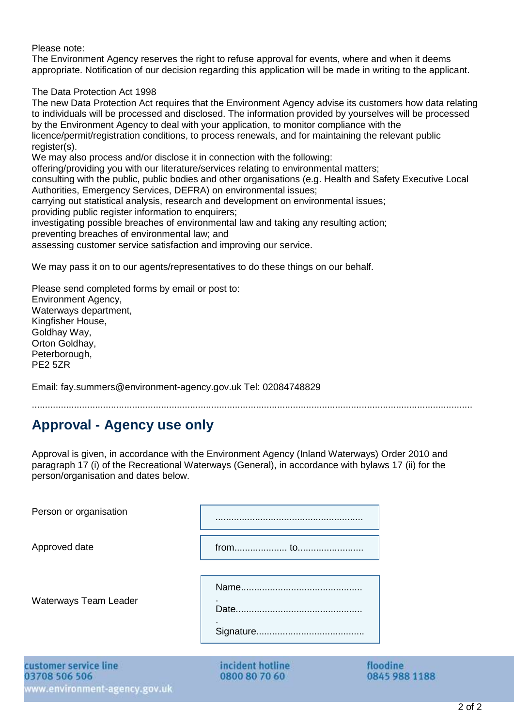Please note:
The Environment Agency reserves the right to refuse approval for events, where and when it deems appropriate. Notification of our decision regarding this application will be made in writing to the applicant.

The Data Protection Act 1998
The new Data Protection Act requires that the Environment Agency advise its customers how data relating to individuals will be processed and disclosed. The information provided by yourselves will be processed by the Environment Agency to deal with your application, to monitor compliance with the licence/permit/registration conditions, to process renewals, and for maintaining the relevant public register(s).
We may also process and/or disclose it in connection with the following:
offering/providing you with our literature/services relating to environmental matters;
consulting with the public, public bodies and other organisations (e.g. Health and Safety Executive Local Authorities, Emergency Services, DEFRA) on environmental issues;
carrying out statistical analysis, research and development on environmental issues;
providing public register information to enquirers;
investigating possible breaches of environmental law and taking any resulting action;
preventing breaches of environmental law; and
assessing customer service satisfaction and improving our service.

We may pass it on to our agents/representatives to do these things on our behalf.

Please send completed forms by email or post to:
Environment Agency,
Waterways department,
Kingfisher House,
Goldhay Way,
Orton Goldhay,
Peterborough,
PE2 5ZR

Email: fay.summers@environment-agency.gov.uk Tel: 02084748829

.......................................................................................................................................................................

## Approval - Agency use only

Approval is given, in accordance with the Environment Agency (Inland Waterways) Order 2010 and paragraph 17 (i) of the Recreational Waterways (General), in accordance with bylaws 17 (ii) for the person/organisation and dates below.

| | |
|---|---|
| Person or organisation | ........................................................ |
| Approved date | from.................... to......................... |
| Waterways Team Leader | Name..............................................<br>Date...............................................<br>Signature......................................... |

customer service line
03708 506 506
www.environment-agency.gov.uk

incident hotline
0800 80 70 60

floodline
0845 988 1188